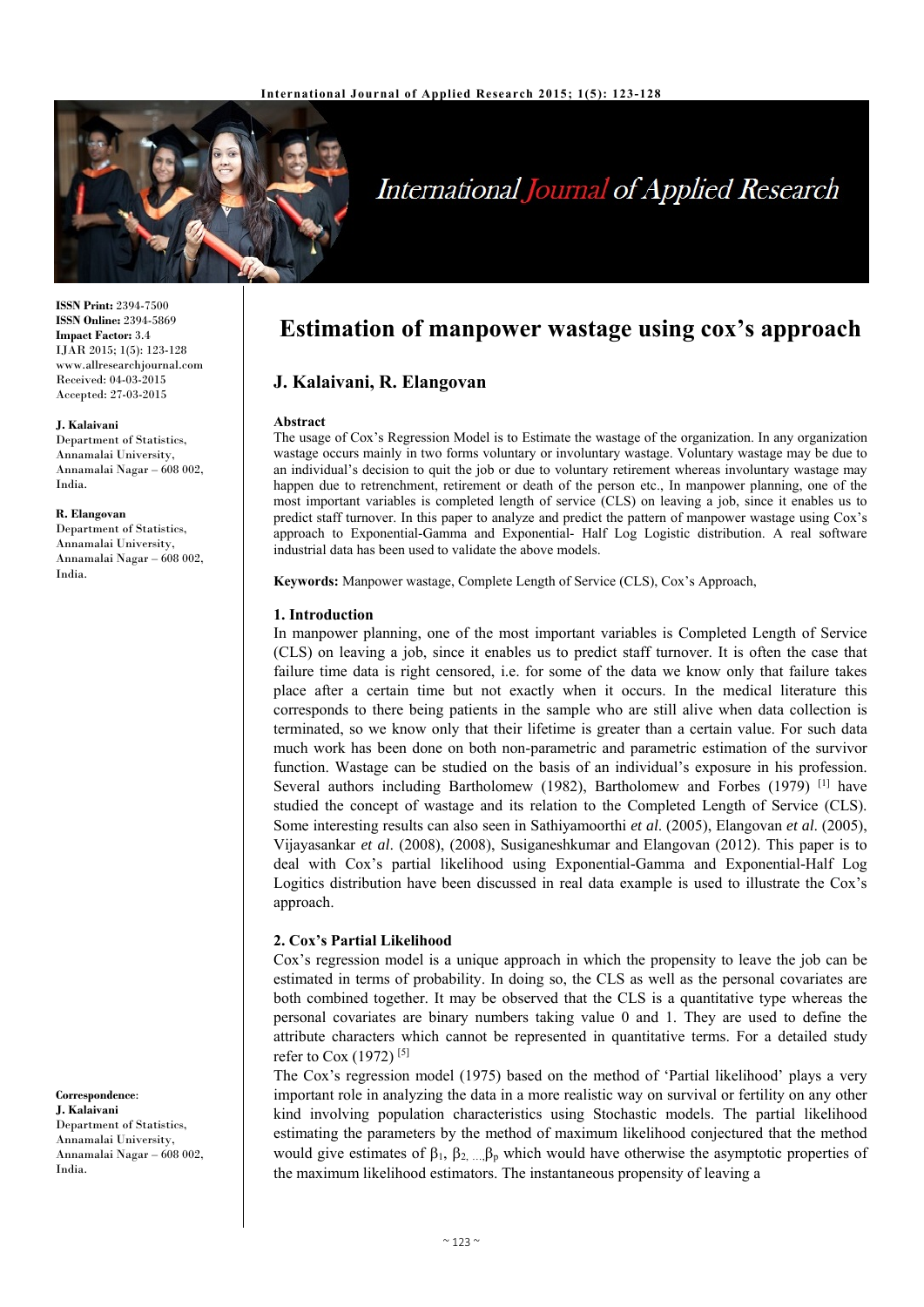# Estimation of manpower wastage using cox's approach

**J. Kalaivani, R. Elangovan**

ISSN Print: 2394-7500
ISSN Online: 2394-5869
Impact Factor: 3.4
IJAR 2015; 1(5): 123-128
www.allresearchjournal.com
Received: 04-03-2015
Accepted: 27-03-2015

**J. Kalaivani**
Department of Statistics, Annamalai University, Annamalai Nagar – 608 002, India.

**R. Elangovan**
Department of Statistics, Annamalai University, Annamalai Nagar – 608 002, India.

**Correspondence**:
**J. Kalaivani**
Department of Statistics, Annamalai University, Annamalai Nagar – 608 002, India.

**Abstract**

The usage of Cox's Regression Model is to Estimate the wastage of the organization. In any organization wastage occurs mainly in two forms voluntary or involuntary wastage. Voluntary wastage may be due to an individual's decision to quit the job or due to voluntary retirement whereas involuntary wastage may happen due to retrenchment, retirement or death of the person etc., In manpower planning, one of the most important variables is completed length of service (CLS) on leaving a job, since it enables us to predict staff turnover. In this paper to analyze and predict the pattern of manpower wastage using Cox's approach to Exponential-Gamma and Exponential- Half Log Logistic distribution. A real software industrial data has been used to validate the above models.

**Keywords:** Manpower wastage, Complete Length of Service (CLS), Cox's Approach,

## 1. Introduction

In manpower planning, one of the most important variables is Completed Length of Service (CLS) on leaving a job, since it enables us to predict staff turnover. It is often the case that failure time data is right censored, i.e. for some of the data we know only that failure takes place after a certain time but not exactly when it occurs. In the medical literature this corresponds to there being patients in the sample who are still alive when data collection is terminated, so we know only that their lifetime is greater than a certain value. For such data much work has been done on both non-parametric and parametric estimation of the survivor function. Wastage can be studied on the basis of an individual's exposure in his profession. Several authors including Bartholomew (1982), Bartholomew and Forbes (1979) [1] have studied the concept of wastage and its relation to the Completed Length of Service (CLS). Some interesting results can also seen in Sathiyamoorthi *et al*. (2005), Elangovan *et al*. (2005), Vijayasankar *et al*. (2008), (2008), Susiganeshkumar and Elangovan (2012). This paper is to deal with Cox's partial likelihood using Exponential-Gamma and Exponential-Half Log Logitics distribution have been discussed in real data example is used to illustrate the Cox's approach.

## 2. Cox's Partial Likelihood

Cox's regression model is a unique approach in which the propensity to leave the job can be estimated in terms of probability. In doing so, the CLS as well as the personal covariates are both combined together. It may be observed that the CLS is a quantitative type whereas the personal covariates are binary numbers taking value 0 and 1. They are used to define the attribute characters which cannot be represented in quantitative terms. For a detailed study refer to Cox (1972) [5]

The Cox's regression model (1975) based on the method of 'Partial likelihood' plays a very important role in analyzing the data in a more realistic way on survival or fertility on any other kind involving population characteristics using Stochastic models. The partial likelihood estimating the parameters by the method of maximum likelihood conjectured that the method would give estimates of $\beta_1, \beta_2, \ldots \beta_p$ which would have otherwise the asymptotic properties of the maximum likelihood estimators. The instantaneous propensity of leaving a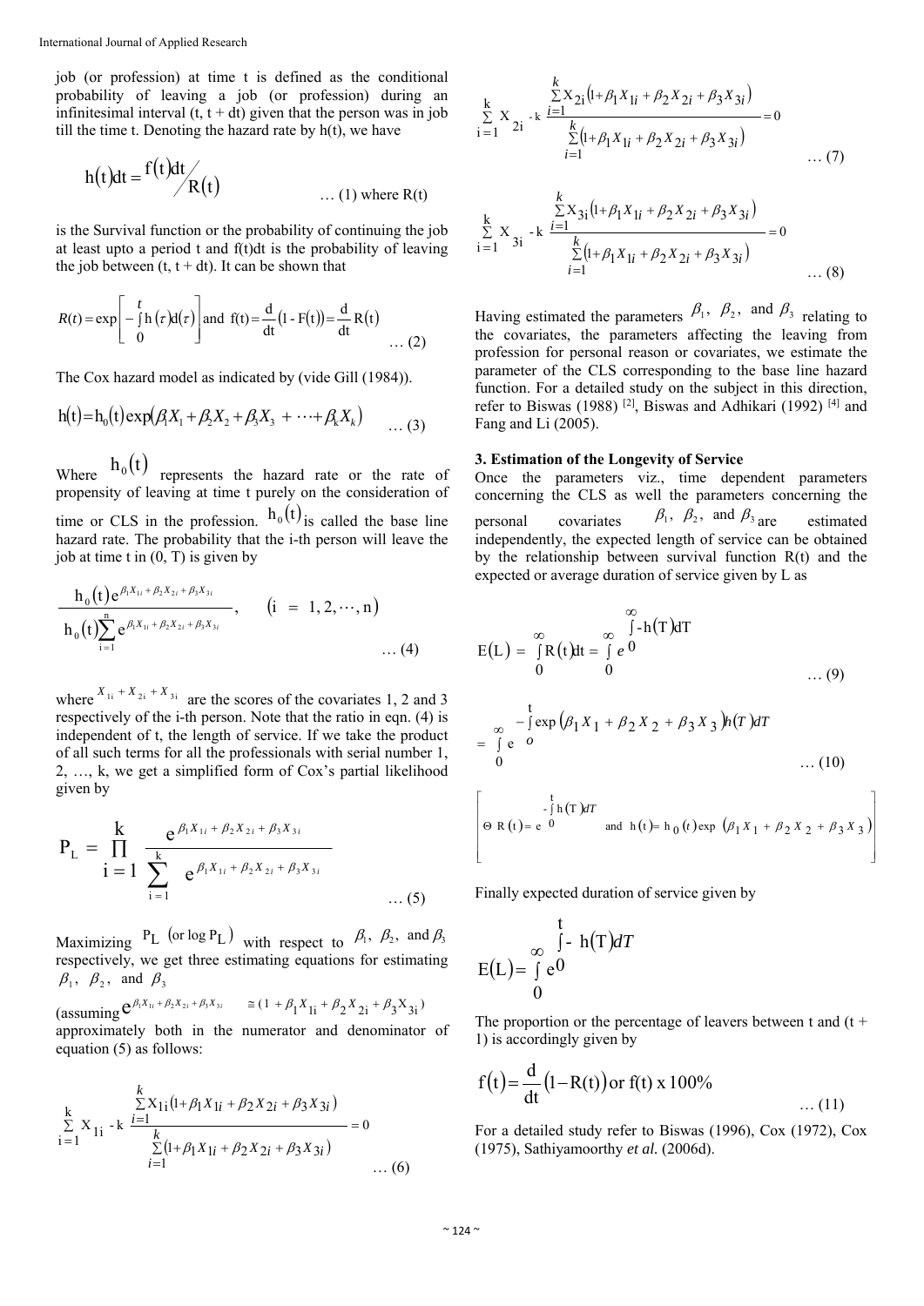job (or profession) at time t is defined as the conditional probability of leaving a job (or profession) during an infinitesimal interval (t, t + dt) given that the person was in job till the time t. Denoting the hazard rate by h(t), we have

$$h(t)dt = \frac{f(t)dt}{R(t)} \quad \ldots (1)$$

where R(t) is the Survival function or the probability of continuing the job at least upto a period t and f(t)dt is the probability of leaving the job between (t, t + dt). It can be shown that

$$R(t) = \exp\left[-\int_0^t h(\tau)d(\tau)\right] \text{ and } f(t) = \frac{d}{dt}(1 - F(t)) = \frac{d}{dt}R(t) \quad \ldots (2)$$

The Cox hazard model as indicated by (vide Gill (1984)).

$$h(t) = h_0(t)\exp(\beta_1 X_1 + \beta_2 X_2 + \beta_3 X_3 + \cdots + \beta_k X_k) \quad \ldots (3)$$

Where $h_0(t)$ represents the hazard rate or the rate of propensity of leaving at time t purely on the consideration of time or CLS in the profession. $h_0(t)$ is called the base line hazard rate. The probability that the i-th person will leave the job at time t in (0, T) is given by

$$\frac{h_0(t)e^{\beta_1 X_{1i} + \beta_2 X_{2i} + \beta_3 X_{3i}}}{h_0(t)\sum_{i=1}^{n} e^{\beta_1 X_{1i} + \beta_2 X_{2i} + \beta_3 X_{3i}}}, \quad (i = 1, 2, \cdots, n) \quad \ldots (4)$$

where $X_{1i} + X_{2i} + X_{3i}$ are the scores of the covariates 1, 2 and 3 respectively of the i-th person. Note that the ratio in eqn. (4) is independent of t, the length of service. If we take the product of all such terms for all the professionals with serial number 1, 2, …, k, we get a simplified form of Cox's partial likelihood given by

$$P_L = \prod_{i=1}^{k} \frac{e^{\beta_1 X_{1i} + \beta_2 X_{2i} + \beta_3 X_{3i}}}{\sum_{i=1}^{k} e^{\beta_1 X_{1i} + \beta_2 X_{2i} + \beta_3 X_{3i}}} \quad \ldots (5)$$

Maximizing $P_L$ (or $\log P_L$) with respect to $\beta_1$, $\beta_2$, and $\beta_3$ respectively, we get three estimating equations for estimating $\beta_1$, $\beta_2$, and $\beta_3$ (assuming $e^{\beta_1 X_{1i} + \beta_2 X_{2i} + \beta_3 X_{3i}} \cong (1 + \beta_1 X_{1i} + \beta_2 X_{2i} + \beta_3 X_{3i})$ approximately both in the numerator and denominator of equation (5) as follows:

$$\sum_{i=1}^{k} X_{1i} - k\,\frac{\sum_{i=1}^{k} X_{1i}(1 + \beta_1 X_{1i} + \beta_2 X_{2i} + \beta_3 X_{3i})}{\sum_{i=1}^{k}(1 + \beta_1 X_{1i} + \beta_2 X_{2i} + \beta_3 X_{3i})} = 0 \quad \ldots (6)$$

$$\sum_{i=1}^{k} X_{2i} - k\,\frac{\sum_{i=1}^{k} X_{2i}(1 + \beta_1 X_{1i} + \beta_2 X_{2i} + \beta_3 X_{3i})}{\sum_{i=1}^{k}(1 + \beta_1 X_{1i} + \beta_2 X_{2i} + \beta_3 X_{3i})} = 0 \quad \ldots (7)$$

$$\sum_{i=1}^{k} X_{3i} - k\,\frac{\sum_{i=1}^{k} X_{3i}(1 + \beta_1 X_{1i} + \beta_2 X_{2i} + \beta_3 X_{3i})}{\sum_{i=1}^{k}(1 + \beta_1 X_{1i} + \beta_2 X_{2i} + \beta_3 X_{3i})} = 0 \quad \ldots (8)$$

Having estimated the parameters $\beta_1$, $\beta_2$, and $\beta_3$ relating to the covariates, the parameters affecting the leaving from profession for personal reason or covariates, we estimate the parameter of the CLS corresponding to the base line hazard function. For a detailed study on the subject in this direction, refer to Biswas (1988) [2], Biswas and Adhikari (1992) [4] and Fang and Li (2005).

## 3. Estimation of the Longevity of Service

Once the parameters viz., time dependent parameters concerning the CLS as well the parameters concerning the personal covariates $\beta_1$, $\beta_2$, and $\beta_3$ are estimated independently, the expected length of service can be obtained by the relationship between survival function R(t) and the expected or average duration of service given by L as

$$E(L) = \int_0^{\infty} R(t)dt = \int_0^{\infty} e^{\int_0^{\infty} -h(T)dT} \quad \ldots (9)$$

$$= \int_0^{\infty} e^{-\int_o^t \exp(\beta_1 X_1 + \beta_2 X_2 + \beta_3 X_3) h(T)dT} \quad \ldots (10)$$

$$\left[\Theta\ R(t) = e^{-\int_0^t h(T)dT} \text{ and } h(t) = h_0(t)\exp(\beta_1 X_1 + \beta_2 X_2 + \beta_3 X_3)\right]$$

Finally expected duration of service given by

$$E(L) = \int_0^{\infty} e^{\int_0^t -h(T)dT}$$

The proportion or the percentage of leavers between t and (t + 1) is accordingly given by

$$f(t) = \frac{d}{dt}(1 - R(t)) \text{ or } f(t) \times 100\% \quad \ldots (11)$$

For a detailed study refer to Biswas (1996), Cox (1972), Cox (1975), Sathiyamoorthy *et al.* (2006d).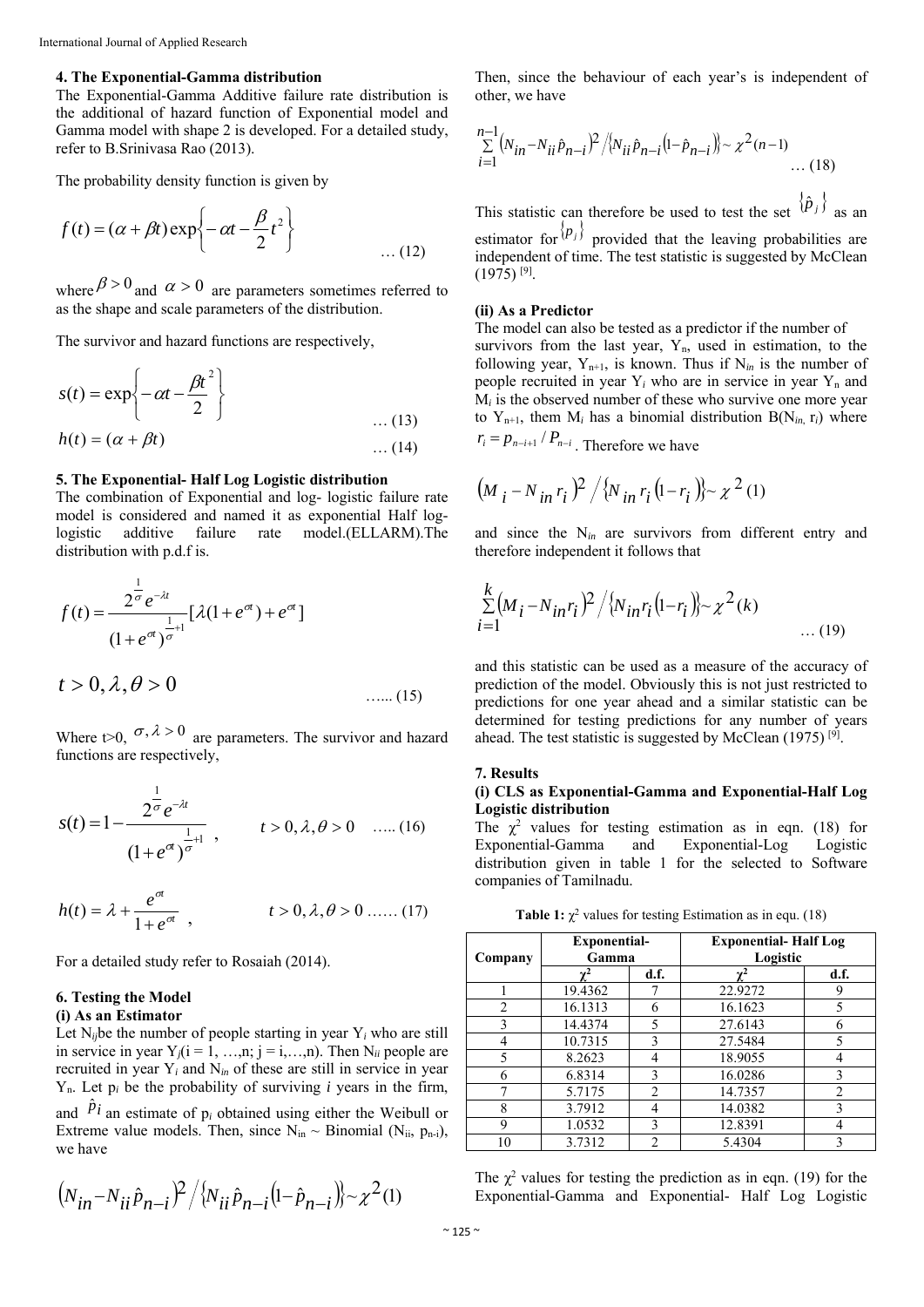### 4. The Exponential-Gamma distribution

The Exponential-Gamma Additive failure rate distribution is the additional of hazard function of Exponential model and Gamma model with shape 2 is developed. For a detailed study, refer to B.Srinivasa Rao (2013).

The probability density function is given by

$$f(t) = (\alpha + \beta t)\exp\left\{-\alpha t - \frac{\beta}{2}t^2\right\} \quad \ldots (12)$$

where $\beta > 0$ and $\alpha > 0$ are parameters sometimes referred to as the shape and scale parameters of the distribution.

The survivor and hazard functions are respectively,

$$s(t) = \exp\left\{-\alpha t - \frac{\beta t^2}{2}\right\} \quad \ldots (13)$$

$$h(t) = (\alpha + \beta t) \quad \ldots (14)$$

### 5. The Exponential- Half Log Logistic distribution

The combination of Exponential and log- logistic failure rate model is considered and named it as exponential Half log-logistic additive failure rate model.(ELLARM).The distribution with p.d.f is.

$$f(t) = \frac{2^{\frac{1}{\sigma}} e^{-\lambda t}}{(1+e^{\sigma t})^{\frac{1}{\sigma}+1}}[\lambda(1+e^{\sigma t}) + e^{\sigma t}]$$

$$t > 0, \lambda, \theta > 0 \quad \ldots\ldots (15)$$

Where t>0, $\sigma, \lambda > 0$ are parameters. The survivor and hazard functions are respectively,

$$s(t) = 1 - \frac{2^{\frac{1}{\sigma}} e^{-\lambda t}}{(1+e^{\sigma t})^{\frac{1}{\sigma}+1}}, \qquad t > 0, \lambda, \theta > 0 \quad \ldots\ldots (16)$$

$$h(t) = \lambda + \frac{e^{\sigma t}}{1+e^{\sigma t}}, \qquad t > 0, \lambda, \theta > 0 \ \ldots\ldots (17)$$

For a detailed study refer to Rosaiah (2014).

### 6. Testing the Model

#### (i) As an Estimator

Let $N_{ij}$ be the number of people starting in year $Y_i$ who are still in service in year $Y_j$($i = 1, \ldots, n$; $j = i, \ldots, n$). Then $N_{ii}$ people are recruited in year $Y_i$ and $N_{in}$ of these are still in service in year $Y_n$. Let $p_i$ be the probability of surviving $i$ years in the firm, and $\hat{p}_i$ an estimate of $p_i$ obtained using either the Weibull or Extreme value models. Then, since $N_{in} \sim$ Binomial ($N_{ii}$, $p_{n-i}$), we have

$$\left(N_{in} - N_{ii}\hat{p}_{n-i}\right)^2 \Big/ \left\{N_{ii}\hat{p}_{n-i}\left(1-\hat{p}_{n-i}\right)\right\} \sim \chi^2(1)$$

Then, since the behaviour of each year's is independent of other, we have

$$\sum_{i=1}^{n-1}\left(N_{in} - N_{ii}\hat{p}_{n-i}\right)^2 \Big/ \left\{N_{ii}\hat{p}_{n-i}\left(1-\hat{p}_{n-i}\right)\right\} \sim \chi^2(n-1) \quad \ldots (18)$$

This statistic can therefore be used to test the set $\{\hat{p}_j\}$ as an estimator for $\{p_j\}$ provided that the leaving probabilities are independent of time. The test statistic is suggested by McClean (1975) [9].

#### (ii) As a Predictor

The model can also be tested as a predictor if the number of survivors from the last year, $Y_n$, used in estimation, to the following year, $Y_{n+1}$, is known. Thus if $N_{in}$ is the number of people recruited in year $Y_i$ who are in service in year $Y_n$ and $M_i$ is the observed number of these who survive one more year to $Y_{n+1}$, them $M_i$ has a binomial distribution B($N_{in}$, $r_i$) where $r_i = p_{n-i+1} / P_{n-i}$. Therefore we have

$$\left(M_i - N_{in}r_i\right)^2 \Big/ \left\{N_{in}r_i\left(1-r_i\right)\right\} \sim \chi^2(1)$$

and since the $N_{in}$ are survivors from different entry and therefore independent it follows that

$$\sum_{i=1}^{k}\left(M_i - N_{in}r_i\right)^2 \Big/ \left\{N_{in}r_i\left(1-r_i\right)\right\} \sim \chi^2(k) \quad \ldots (19)$$

and this statistic can be used as a measure of the accuracy of prediction of the model. Obviously this is not just restricted to predictions for one year ahead and a similar statistic can be determined for testing predictions for any number of years ahead. The test statistic is suggested by McClean (1975) [9].

### 7. Results

#### (i) CLS as Exponential-Gamma and Exponential-Half Log Logistic distribution

The $\chi^2$ values for testing estimation as in eqn. (18) for Exponential-Gamma and Exponential-Log Logistic distribution given in table 1 for the selected to Software companies of Tamilnadu.

**Table 1:** $\chi^2$ values for testing Estimation as in equ. (18)

| Company | Exponential-Gamma | | Exponential- Half Log Logistic | |
|---|---|---|---|---|
| | $\chi^2$ | d.f. | $\chi^2$ | d.f. |
| 1 | 19.4362 | 7 | 22.9272 | 9 |
| 2 | 16.1313 | 6 | 16.1623 | 5 |
| 3 | 14.4374 | 5 | 27.6143 | 6 |
| 4 | 10.7315 | 3 | 27.5484 | 5 |
| 5 | 8.2623 | 4 | 18.9055 | 4 |
| 6 | 6.8314 | 3 | 16.0286 | 3 |
| 7 | 5.7175 | 2 | 14.7357 | 2 |
| 8 | 3.7912 | 4 | 14.0382 | 3 |
| 9 | 1.0532 | 3 | 12.8391 | 4 |
| 10 | 3.7312 | 2 | 5.4304 | 3 |

The $\chi^2$ values for testing the prediction as in eqn. (19) for the Exponential-Gamma and Exponential- Half Log Logistic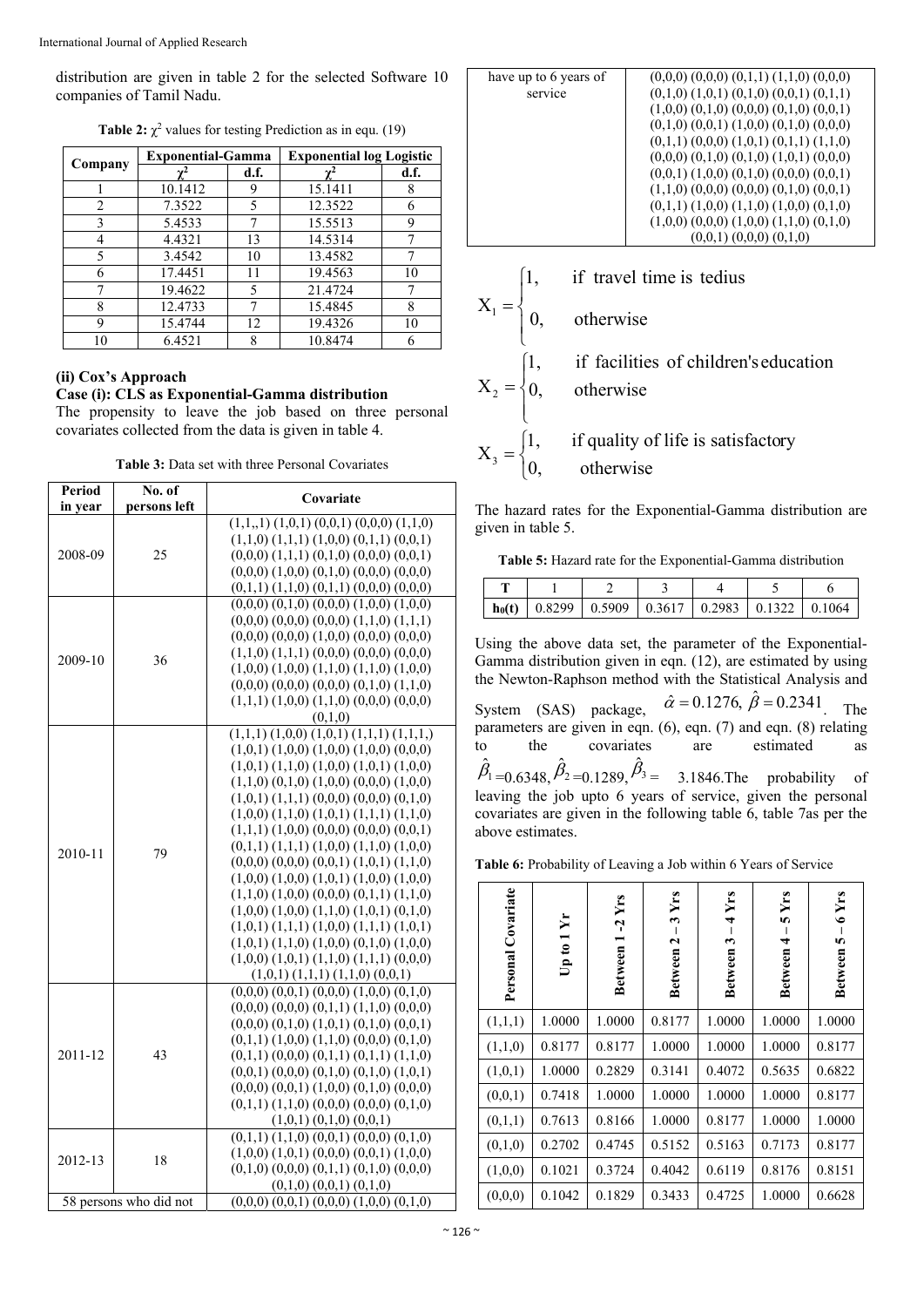distribution are given in table 2 for the selected Software 10 companies of Tamil Nadu.

**Table 2:** $\chi^2$ values for testing Prediction as in equ. (19)

| Company | Exponential-Gamma | | Exponential log Logistic | |
|---|---|---|---|---|
| | $\chi^2$ | d.f. | $\chi^2$ | d.f. |
| 1 | 10.1412 | 9 | 15.1411 | 8 |
| 2 | 7.3522 | 5 | 12.3522 | 6 |
| 3 | 5.4533 | 7 | 15.5513 | 9 |
| 4 | 4.4321 | 13 | 14.5314 | 7 |
| 5 | 3.4542 | 10 | 13.4582 | 7 |
| 6 | 17.4451 | 11 | 19.4563 | 10 |
| 7 | 19.4622 | 5 | 21.4724 | 7 |
| 8 | 12.4733 | 7 | 15.4845 | 8 |
| 9 | 15.4744 | 12 | 19.4326 | 10 |
| 10 | 6.4521 | 8 | 10.8474 | 6 |

**(ii) Cox's Approach**

**Case (i): CLS as Exponential-Gamma distribution**

The propensity to leave the job based on three personal covariates collected from the data is given in table 4.

**Table 3:** Data set with three Personal Covariates

| Period in year | No. of persons left | Covariate |
|---|---|---|
| 2008-09 | 25 | (1,1,,1) (1,0,1) (0,0,1) (0,0,0) (1,1,0) (1,1,0) (1,1,1) (1,0,0) (0,1,1) (0,0,1) (0,0,0) (1,1,1) (0,1,0) (0,0,0) (0,0,1) (0,0,0) (1,0,0) (0,1,0) (0,0,0) (0,0,0) (0,1,1) (1,1,0) (0,1,1) (0,0,0) (0,0,0) |
| 2009-10 | 36 | (0,0,0) (0,1,0) (0,0,0) (1,0,0) (1,0,0) (0,0,0) (0,0,0) (0,0,0) (1,1,0) (1,1,1) (0,0,0) (0,0,0) (1,0,0) (0,0,0) (0,0,0) (1,1,0) (1,1,1) (0,0,0) (0,0,0) (0,0,0) (1,0,0) (1,0,0) (1,1,0) (1,1,0) (1,0,0) (0,0,0) (0,0,0) (0,0,0) (0,1,0) (1,1,0) (1,1,1) (1,0,0) (1,1,0) (0,0,0) (0,0,0) (0,1,0) |
| 2010-11 | 79 | (1,1,1) (1,0,0) (1,0,1) (1,1,1) (1,1,1,) (1,0,1) (1,0,0) (1,0,0) (1,0,0) (0,0,0) (1,0,1) (1,1,0) (1,0,0) (1,0,1) (1,0,0) (1,1,0) (0,1,0) (1,0,0) (0,0,0) (1,0,0) (1,0,1) (1,1,1) (0,0,0) (0,0,0) (0,1,0) (1,0,0) (1,1,0) (1,0,1) (1,1,1) (1,1,0) (1,1,1) (1,0,0) (0,0,0) (0,0,0) (0,0,1) (0,1,1) (1,1,1) (1,0,0) (1,1,0) (1,0,0) (0,0,0) (0,0,0) (0,0,1) (1,0,1) (1,1,0) (1,0,0) (1,0,0) (1,0,1) (1,0,0) (1,0,0) (1,1,0) (1,0,0) (0,0,0) (0,1,1) (1,1,0) (1,0,0) (1,0,0) (1,1,0) (1,0,1) (0,1,0) (1,0,1) (1,1,1) (1,0,0) (1,1,1) (1,0,1) (1,0,1) (1,1,0) (1,0,0) (0,1,0) (1,0,0) (1,0,0) (1,0,1) (1,1,0) (1,1,1) (0,0,0) (1,0,1) (1,1,1) (1,1,0) (0,0,1) |
| 2011-12 | 43 | (0,0,0) (0,0,1) (0,0,0) (1,0,0) (0,1,0) (0,0,0) (0,0,0) (0,1,1) (1,1,0) (0,0,0) (0,0,0) (0,1,0) (1,0,1) (0,1,0) (0,0,1) (0,1,1) (1,0,0) (1,1,0) (0,0,0) (0,1,0) (0,1,1) (0,0,0) (0,1,1) (0,1,1) (1,1,0) (0,0,1) (0,0,0) (0,1,0) (0,1,0) (1,0,1) (0,0,0) (0,0,1) (1,0,0) (0,1,0) (0,0,0) (0,1,1) (1,1,0) (0,0,0) (0,0,0) (0,1,0) (1,0,1) (0,1,0) (0,0,1) |
| 2012-13 | 18 | (0,1,1) (1,1,0) (0,0,1) (0,0,0) (0,1,0) (1,0,0) (1,0,1) (0,0,0) (0,0,1) (1,0,0) (0,1,0) (0,0,0) (0,1,1) (0,1,0) (0,0,0) (0,1,0) (0,0,1) (0,1,0) |
| 58 persons who did not have up to 6 years of service | | (0,0,0) (0,0,1) (0,0,0) (1,0,0) (0,1,0) (0,0,0) (0,0,0) (0,1,1) (1,1,0) (0,0,0) (0,1,0) (1,0,1) (0,1,0) (0,0,1) (0,1,1) (1,0,0) (0,1,0) (0,0,0) (0,1,0) (0,0,1) (0,1,0) (0,0,1) (1,0,0) (0,1,0) (0,0,0) (0,1,1) (0,0,0) (1,0,1) (0,1,1) (1,1,0) (0,0,0) (0,1,0) (0,1,0) (1,0,1) (0,0,0) (0,0,1) (1,0,0) (0,1,0) (0,0,0) (0,0,1) (1,1,0) (0,0,0) (0,0,0) (0,1,0) (0,0,1) (0,1,1) (1,0,0) (1,1,0) (1,0,0) (0,1,0) (1,0,0) (0,0,0) (1,0,0) (1,1,0) (0,1,0) (0,0,1) (0,0,0) (0,1,0) |

$$X_1 = \begin{cases} 1, & \text{if travel time is tedius} \\ 0, & \text{otherwise} \end{cases}$$

$$X_2 = \begin{cases} 1, & \text{if facilities of children's education} \\ 0, & \text{otherwise} \end{cases}$$

$$X_3 = \begin{cases} 1, & \text{if quality of life is satisfactory} \\ 0, & \text{otherwise} \end{cases}$$

The hazard rates for the Exponential-Gamma distribution are given in table 5.

**Table 5:** Hazard rate for the Exponential-Gamma distribution

| T | 1 | 2 | 3 | 4 | 5 | 6 |
|---|---|---|---|---|---|---|
| $h_0(t)$ | 0.8299 | 0.5909 | 0.3617 | 0.2983 | 0.1322 | 0.1064 |

Using the above data set, the parameter of the Exponential-Gamma distribution given in eqn. (12), are estimated by using the Newton-Raphson method with the Statistical Analysis and System (SAS) package, $\hat{\alpha} = 0.1276,\ \hat{\beta} = 0.2341$. The parameters are given in eqn. (6), eqn. (7) and eqn. (8) relating to the covariates are estimated as $\hat{\beta}_1$=0.6348, $\hat{\beta}_2$=0.1289, $\hat{\beta}_3$= 3.1846.The probability of leaving the job upto 6 years of service, given the personal covariates are given in the following table 6, table 7as per the above estimates.

**Table 6:** Probability of Leaving a Job within 6 Years of Service

| Personal Covariate | Up to 1 Yr | Between 1 - 2 Yrs | Between 2 – 3 Yrs | Between 3 – 4 Yrs | Between 4 – 5 Yrs | Between 5 – 6 Yrs |
|---|---|---|---|---|---|---|
| (1,1,1) | 1.0000 | 1.0000 | 0.8177 | 1.0000 | 1.0000 | 1.0000 |
| (1,1,0) | 0.8177 | 0.8177 | 1.0000 | 1.0000 | 1.0000 | 0.8177 |
| (1,0,1) | 1.0000 | 0.2829 | 0.3141 | 0.4072 | 0.5635 | 0.6822 |
| (0,0,1) | 0.7418 | 1.0000 | 1.0000 | 1.0000 | 1.0000 | 0.8177 |
| (0,1,1) | 0.7613 | 0.8166 | 1.0000 | 0.8177 | 1.0000 | 1.0000 |
| (0,1,0) | 0.2702 | 0.4745 | 0.5152 | 0.5163 | 0.7173 | 0.8177 |
| (1,0,0) | 0.1021 | 0.3724 | 0.4042 | 0.6119 | 0.8176 | 0.8151 |
| (0,0,0) | 0.1042 | 0.1829 | 0.3433 | 0.4725 | 1.0000 | 0.6628 |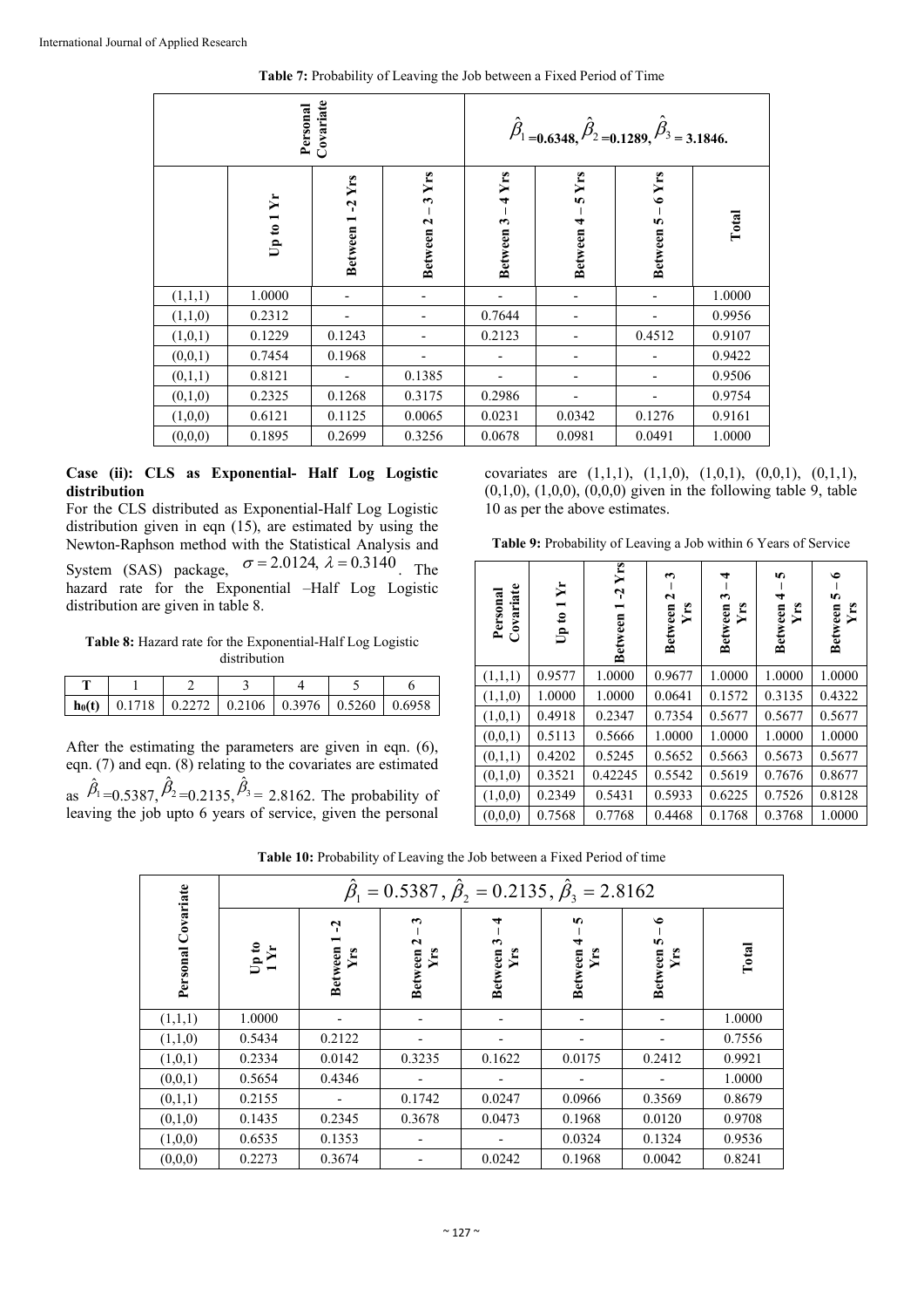**Table 7:** Probability of Leaving the Job between a Fixed Period of Time

| Personal Covariate | $\hat{\beta}_1$=0.6348, $\hat{\beta}_2$=0.1289, $\hat{\beta}_3$ = 3.1846. | | | | | | |
|---|---|---|---|---|---|---|---|
| | Up to 1 Yr | Between 1 -2 Yrs | Between 2 – 3 Yrs | Between 3 – 4 Yrs | Between 4 – 5 Yrs | Between 5 – 6 Yrs | Total |
| (1,1,1) | 1.0000 | - | - | - | - | - | 1.0000 |
| (1,1,0) | 0.2312 | - | - | 0.7644 | - | - | 0.9956 |
| (1,0,1) | 0.1229 | 0.1243 | - | 0.2123 | - | 0.4512 | 0.9107 |
| (0,0,1) | 0.7454 | 0.1968 | - | - | - | - | 0.9422 |
| (0,1,1) | 0.8121 | - | 0.1385 | - | - | - | 0.9506 |
| (0,1,0) | 0.2325 | 0.1268 | 0.3175 | 0.2986 | - | - | 0.9754 |
| (1,0,0) | 0.6121 | 0.1125 | 0.0065 | 0.0231 | 0.0342 | 0.1276 | 0.9161 |
| (0,0,0) | 0.1895 | 0.2699 | 0.3256 | 0.0678 | 0.0981 | 0.0491 | 1.0000 |

**Case (ii): CLS as Exponential- Half Log Logistic distribution**

For the CLS distributed as Exponential-Half Log Logistic distribution given in eqn (15), are estimated by using the Newton-Raphson method with the Statistical Analysis and System (SAS) package, $\sigma = 2.0124,\ \lambda = 0.3140$. The hazard rate for the Exponential –Half Log Logistic distribution are given in table 8.

**Table 8:** Hazard rate for the Exponential-Half Log Logistic distribution

| T | 1 | 2 | 3 | 4 | 5 | 6 |
|---|---|---|---|---|---|---|
| $h_0(t)$ | 0.1718 | 0.2272 | 0.2106 | 0.3976 | 0.5260 | 0.6958 |

After the estimating the parameters are given in eqn. (6), eqn. (7) and eqn. (8) relating to the covariates are estimated as $\hat{\beta}_1$=0.5387, $\hat{\beta}_2$=0.2135, $\hat{\beta}_3$= 2.8162. The probability of leaving the job upto 6 years of service, given the personal covariates are (1,1,1), (1,1,0), (1,0,1), (0,0,1), (0,1,1), (0,1,0), (1,0,0), (0,0,0) given in the following table 9, table 10 as per the above estimates.

**Table 9:** Probability of Leaving a Job within 6 Years of Service

| Personal Covariate | Up to 1 Yr | Between 1 -2 Yrs | Between 2 – 3 Yrs | Between 3 – 4 Yrs | Between 4 – 5 Yrs | Between 5 – 6 Yrs |
|---|---|---|---|---|---|---|
| (1,1,1) | 0.9577 | 1.0000 | 0.9677 | 1.0000 | 1.0000 | 1.0000 |
| (1,1,0) | 1.0000 | 1.0000 | 0.0641 | 0.1572 | 0.3135 | 0.4322 |
| (1,0,1) | 0.4918 | 0.2347 | 0.7354 | 0.5677 | 0.5677 | 0.5677 |
| (0,0,1) | 0.5113 | 0.5666 | 1.0000 | 1.0000 | 1.0000 | 1.0000 |
| (0,1,1) | 0.4202 | 0.5245 | 0.5652 | 0.5663 | 0.5673 | 0.5677 |
| (0,1,0) | 0.3521 | 0.42245 | 0.5542 | 0.5619 | 0.7676 | 0.8677 |
| (1,0,0) | 0.2349 | 0.5431 | 0.5933 | 0.6225 | 0.7526 | 0.8128 |
| (0,0,0) | 0.7568 | 0.7768 | 0.4468 | 0.1768 | 0.3768 | 1.0000 |

**Table 10:** Probability of Leaving the Job between a Fixed Period of time

| Personal Covariate | $\hat{\beta}_1 = 0.5387,\ \hat{\beta}_2 = 0.2135,\ \hat{\beta}_3 = 2.8162$ | | | | | | |
|---|---|---|---|---|---|---|---|
| | Up to 1 Yr | Between 1 -2 Yrs | Between 2 – 3 Yrs | Between 3 – 4 Yrs | Between 4 – 5 Yrs | Between 5 – 6 Yrs | Total |
| (1,1,1) | 1.0000 | - | - | - | - | - | 1.0000 |
| (1,1,0) | 0.5434 | 0.2122 | - | - | - | - | 0.7556 |
| (1,0,1) | 0.2334 | 0.0142 | 0.3235 | 0.1622 | 0.0175 | 0.2412 | 0.9921 |
| (0,0,1) | 0.5654 | 0.4346 | - | - | - | - | 1.0000 |
| (0,1,1) | 0.2155 | - | 0.1742 | 0.0247 | 0.0966 | 0.3569 | 0.8679 |
| (0,1,0) | 0.1435 | 0.2345 | 0.3678 | 0.0473 | 0.1968 | 0.0120 | 0.9708 |
| (1,0,0) | 0.6535 | 0.1353 | - | - | 0.0324 | 0.1324 | 0.9536 |
| (0,0,0) | 0.2273 | 0.3674 | - | 0.0242 | 0.1968 | 0.0042 | 0.8241 |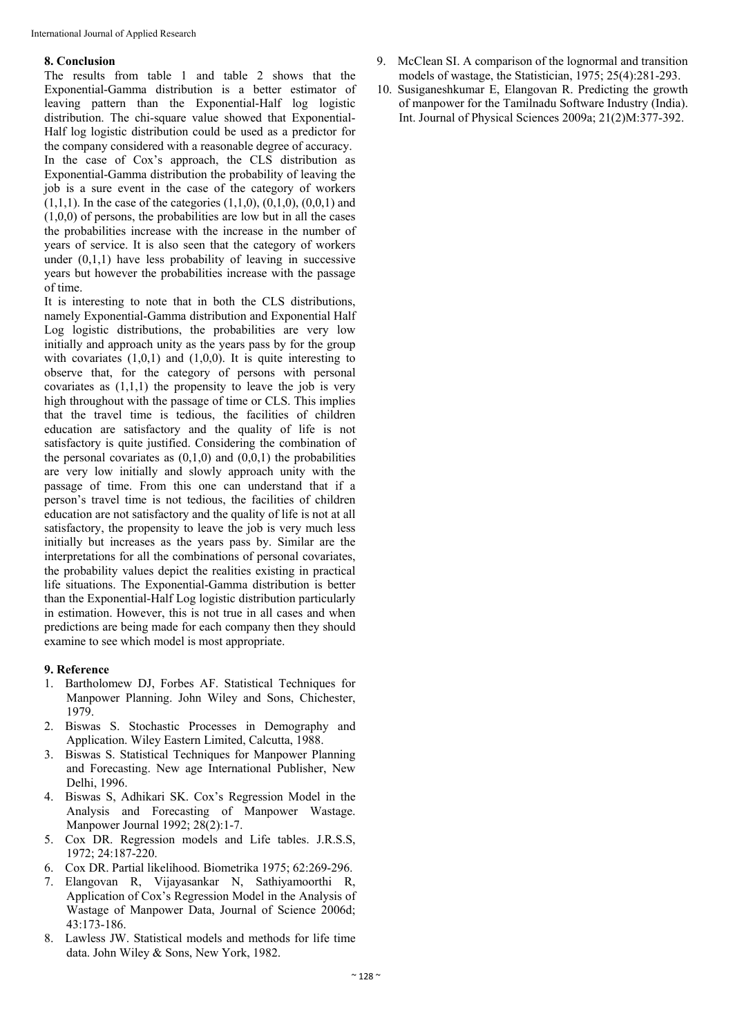## 8. Conclusion

The results from table 1 and table 2 shows that the Exponential-Gamma distribution is a better estimator of leaving pattern than the Exponential-Half log logistic distribution. The chi-square value showed that Exponential-Half log logistic distribution could be used as a predictor for the company considered with a reasonable degree of accuracy.

In the case of Cox's approach, the CLS distribution as Exponential-Gamma distribution the probability of leaving the job is a sure event in the case of the category of workers (1,1,1). In the case of the categories (1,1,0), (0,1,0), (0,0,1) and (1,0,0) of persons, the probabilities are low but in all the cases the probabilities increase with the increase in the number of years of service. It is also seen that the category of workers under (0,1,1) have less probability of leaving in successive years but however the probabilities increase with the passage of time.

It is interesting to note that in both the CLS distributions, namely Exponential-Gamma distribution and Exponential Half Log logistic distributions, the probabilities are very low initially and approach unity as the years pass by for the group with covariates (1,0,1) and (1,0,0). It is quite interesting to observe that, for the category of persons with personal covariates as (1,1,1) the propensity to leave the job is very high throughout with the passage of time or CLS. This implies that the travel time is tedious, the facilities of children education are satisfactory and the quality of life is not satisfactory is quite justified. Considering the combination of the personal covariates as (0,1,0) and (0,0,1) the probabilities are very low initially and slowly approach unity with the passage of time. From this one can understand that if a person's travel time is not tedious, the facilities of children education are not satisfactory and the quality of life is not at all satisfactory, the propensity to leave the job is very much less initially but increases as the years pass by. Similar are the interpretations for all the combinations of personal covariates, the probability values depict the realities existing in practical life situations. The Exponential-Gamma distribution is better than the Exponential-Half Log logistic distribution particularly in estimation. However, this is not true in all cases and when predictions are being made for each company then they should examine to see which model is most appropriate.

## 9. Reference

1. Bartholomew DJ, Forbes AF. Statistical Techniques for Manpower Planning. John Wiley and Sons, Chichester, 1979.
2. Biswas S. Stochastic Processes in Demography and Application. Wiley Eastern Limited, Calcutta, 1988.
3. Biswas S. Statistical Techniques for Manpower Planning and Forecasting. New age International Publisher, New Delhi, 1996.
4. Biswas S, Adhikari SK. Cox's Regression Model in the Analysis and Forecasting of Manpower Wastage. Manpower Journal 1992; 28(2):1-7.
5. Cox DR. Regression models and Life tables. J.R.S.S, 1972; 24:187-220.
6. Cox DR. Partial likelihood. Biometrika 1975; 62:269-296.
7. Elangovan R, Vijayasankar N, Sathiyamoorthi R, Application of Cox's Regression Model in the Analysis of Wastage of Manpower Data, Journal of Science 2006d; 43:173-186.
8. Lawless JW. Statistical models and methods for life time data. John Wiley & Sons, New York, 1982.
9. McClean SI. A comparison of the lognormal and transition models of wastage, the Statistician, 1975; 25(4):281-293.
10. Susiganeshkumar E, Elangovan R. Predicting the growth of manpower for the Tamilnadu Software Industry (India). Int. Journal of Physical Sciences 2009a; 21(2)M:377-392.